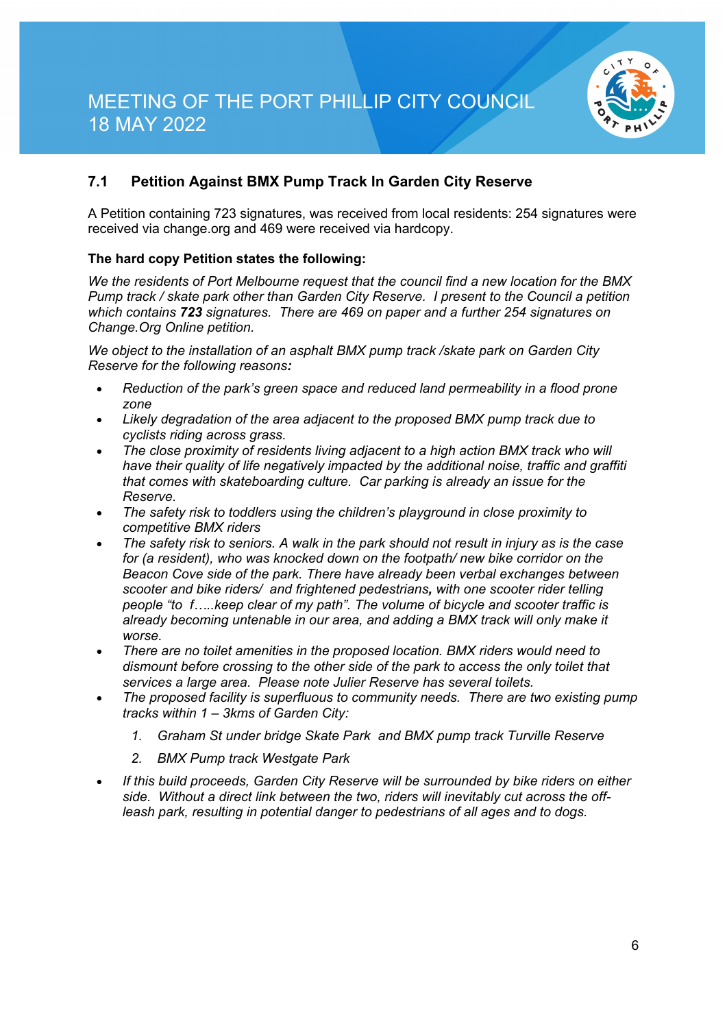# MEETING OF THE PORT PHILLIP CITY COUNCIL
# 18 MAY 2022

## 7.1 Petition Against BMX Pump Track In Garden City Reserve

A Petition containing 723 signatures, was received from local residents: 254 signatures were received via change.org and 469 were received via hardcopy.

**The hard copy Petition states the following:**

*We the residents of Port Melbourne request that the council find a new location for the BMX Pump track / skate park other than Garden City Reserve. I present to the Council a petition which contains **723** signatures. There are 469 on paper and a further 254 signatures on Change.Org Online petition.*

*We object to the installation of an asphalt BMX pump track /skate park on Garden City Reserve for the following reasons:*

- *Reduction of the park's green space and reduced land permeability in a flood prone zone*
- *Likely degradation of the area adjacent to the proposed BMX pump track due to cyclists riding across grass.*
- *The close proximity of residents living adjacent to a high action BMX track who will have their quality of life negatively impacted by the additional noise, traffic and graffiti that comes with skateboarding culture. Car parking is already an issue for the Reserve.*
- *The safety risk to toddlers using the children's playground in close proximity to competitive BMX riders*
- *The safety risk to seniors. A walk in the park should not result in injury as is the case for (a resident), who was knocked down on the footpath/ new bike corridor on the Beacon Cove side of the park. There have already been verbal exchanges between scooter and bike riders/ and frightened pedestrians**,** with one scooter rider telling people "to f…..keep clear of my path". The volume of bicycle and scooter traffic is already becoming untenable in our area, and adding a BMX track will only make it worse.*
- *There are no toilet amenities in the proposed location. BMX riders would need to dismount before crossing to the other side of the park to access the only toilet that services a large area. Please note Julier Reserve has several toilets.*
- *The proposed facility is superfluous to community needs. There are two existing pump tracks within 1 – 3kms of Garden City:*
  1. *Graham St under bridge Skate Park and BMX pump track Turville Reserve*
  2. *BMX Pump track Westgate Park*
- *If this build proceeds, Garden City Reserve will be surrounded by bike riders on either side. Without a direct link between the two, riders will inevitably cut across the off-leash park, resulting in potential danger to pedestrians of all ages and to dogs.*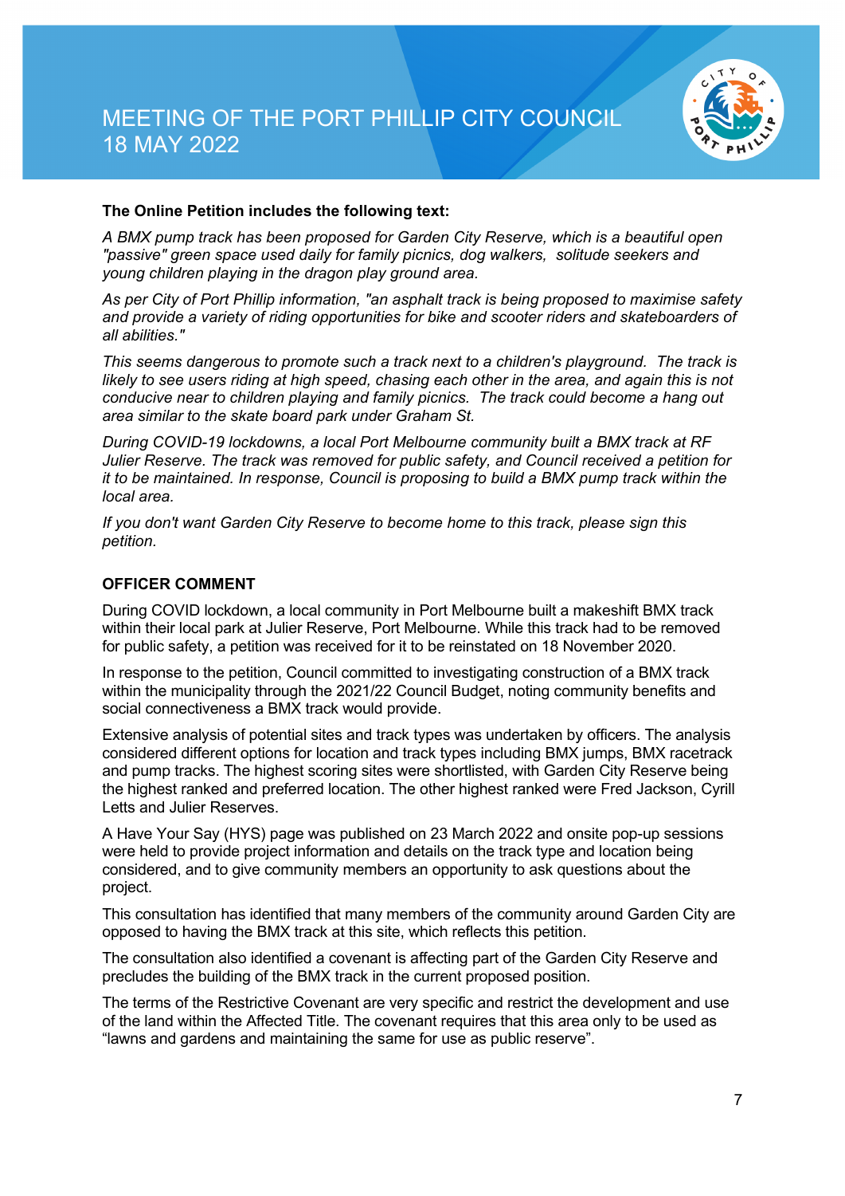**The Online Petition includes the following text:**

*A BMX pump track has been proposed for Garden City Reserve, which is a beautiful open "passive" green space used daily for family picnics, dog walkers, solitude seekers and young children playing in the dragon play ground area.*

*As per City of Port Phillip information, "an asphalt track is being proposed to maximise safety and provide a variety of riding opportunities for bike and scooter riders and skateboarders of all abilities."*

*This seems dangerous to promote such a track next to a children's playground. The track is likely to see users riding at high speed, chasing each other in the area, and again this is not conducive near to children playing and family picnics. The track could become a hang out area similar to the skate board park under Graham St.*

*During COVID-19 lockdowns, a local Port Melbourne community built a BMX track at RF Julier Reserve. The track was removed for public safety, and Council received a petition for it to be maintained. In response, Council is proposing to build a BMX pump track within the local area.*

*If you don't want Garden City Reserve to become home to this track, please sign this petition.*

**OFFICER COMMENT**

During COVID lockdown, a local community in Port Melbourne built a makeshift BMX track within their local park at Julier Reserve, Port Melbourne. While this track had to be removed for public safety, a petition was received for it to be reinstated on 18 November 2020.

In response to the petition, Council committed to investigating construction of a BMX track within the municipality through the 2021/22 Council Budget, noting community benefits and social connectiveness a BMX track would provide.

Extensive analysis of potential sites and track types was undertaken by officers. The analysis considered different options for location and track types including BMX jumps, BMX racetrack and pump tracks. The highest scoring sites were shortlisted, with Garden City Reserve being the highest ranked and preferred location. The other highest ranked were Fred Jackson, Cyrill Letts and Julier Reserves.

A Have Your Say (HYS) page was published on 23 March 2022 and onsite pop-up sessions were held to provide project information and details on the track type and location being considered, and to give community members an opportunity to ask questions about the project.

This consultation has identified that many members of the community around Garden City are opposed to having the BMX track at this site, which reflects this petition.

The consultation also identified a covenant is affecting part of the Garden City Reserve and precludes the building of the BMX track in the current proposed position.

The terms of the Restrictive Covenant are very specific and restrict the development and use of the land within the Affected Title. The covenant requires that this area only to be used as "lawns and gardens and maintaining the same for use as public reserve".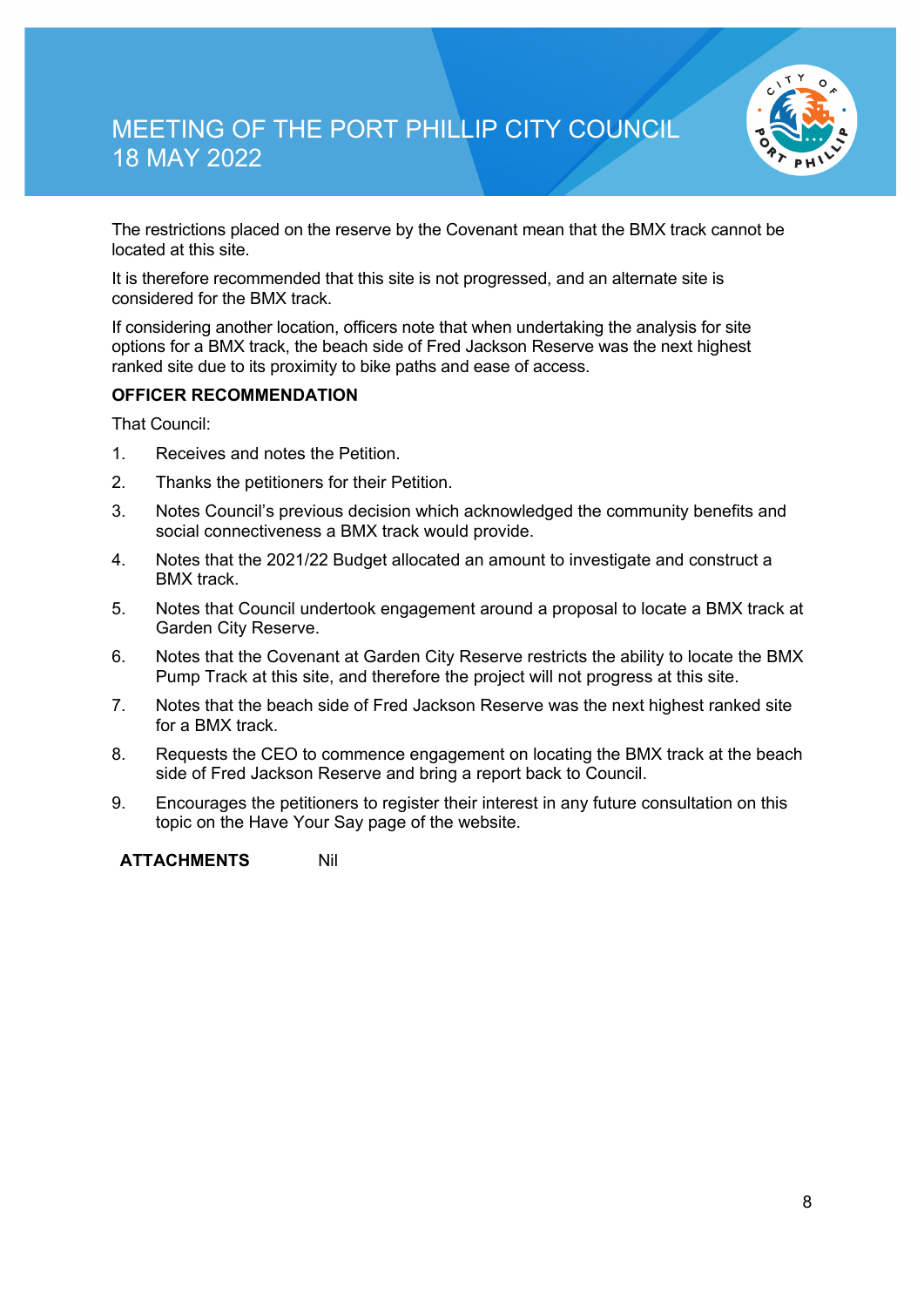The restrictions placed on the reserve by the Covenant mean that the BMX track cannot be located at this site.

It is therefore recommended that this site is not progressed, and an alternate site is considered for the BMX track.

If considering another location, officers note that when undertaking the analysis for site options for a BMX track, the beach side of Fred Jackson Reserve was the next highest ranked site due to its proximity to bike paths and ease of access.

**OFFICER RECOMMENDATION**

That Council:

1. Receives and notes the Petition.
2. Thanks the petitioners for their Petition.
3. Notes Council's previous decision which acknowledged the community benefits and social connectiveness a BMX track would provide.
4. Notes that the 2021/22 Budget allocated an amount to investigate and construct a BMX track.
5. Notes that Council undertook engagement around a proposal to locate a BMX track at Garden City Reserve.
6. Notes that the Covenant at Garden City Reserve restricts the ability to locate the BMX Pump Track at this site, and therefore the project will not progress at this site.
7. Notes that the beach side of Fred Jackson Reserve was the next highest ranked site for a BMX track.
8. Requests the CEO to commence engagement on locating the BMX track at the beach side of Fred Jackson Reserve and bring a report back to Council.
9. Encourages the petitioners to register their interest in any future consultation on this topic on the Have Your Say page of the website.

**ATTACHMENTS** Nil